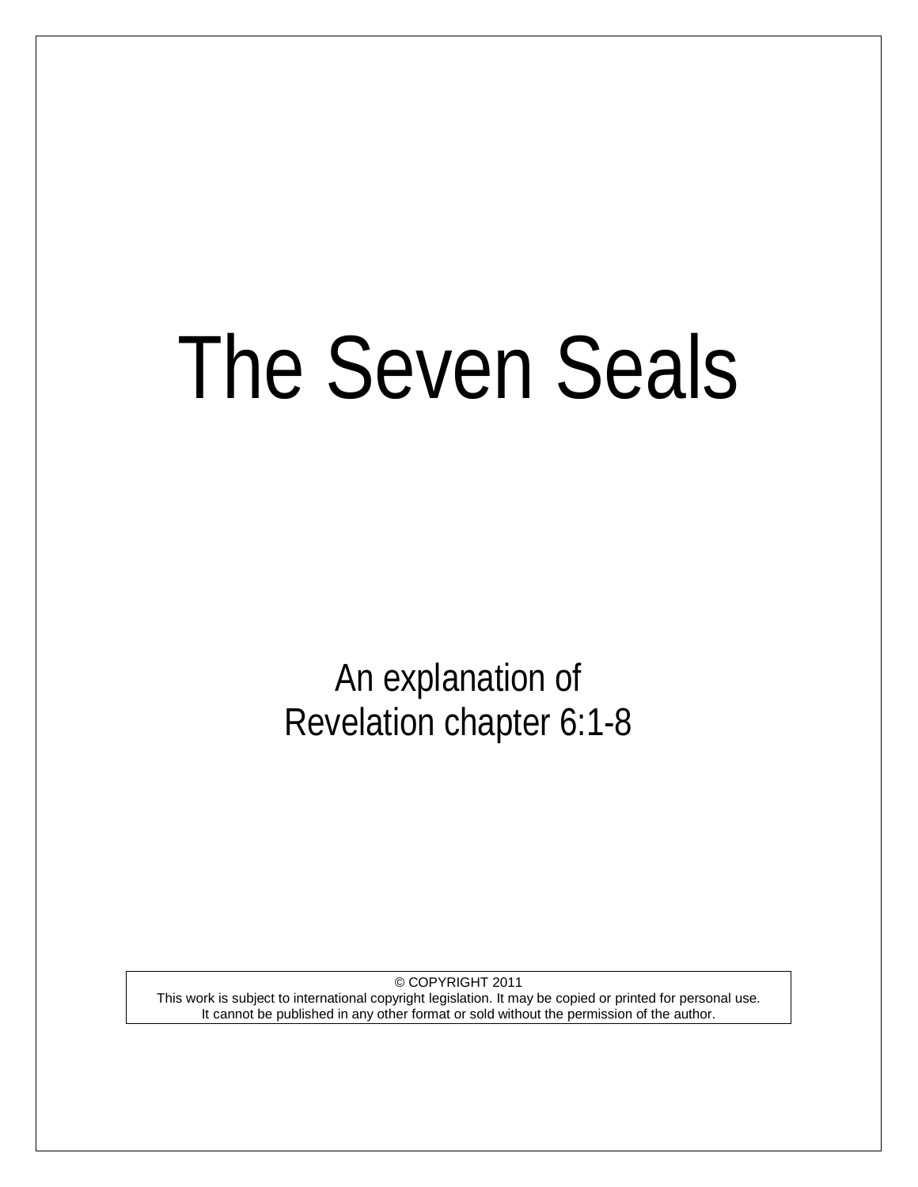# The Seven Seals

An explanation of
Revelation chapter 6:1-8

© COPYRIGHT 2011
This work is subject to international copyright legislation. It may be copied or printed for personal use.
It cannot be published in any other format or sold without the permission of the author.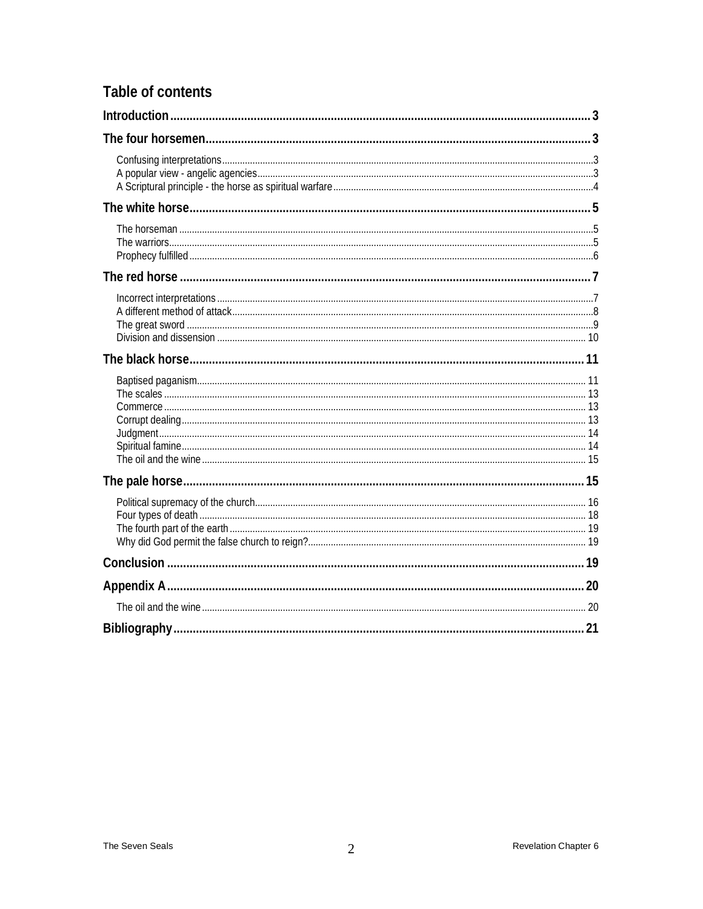## Table of contents

**Introduction** .......... **3**

**The four horsemen** .......... **3**

- Confusing interpretations .......... 3
- A popular view - angelic agencies .......... 3
- A Scriptural principle - the horse as spiritual warfare .......... 4

**The white horse** .......... **5**

- The horseman .......... 5
- The warriors .......... 5
- Prophecy fulfilled .......... 6

**The red horse** .......... **7**

- Incorrect interpretations .......... 7
- A different method of attack .......... 8
- The great sword .......... 9
- Division and dissension .......... 10

**The black horse** .......... **11**

- Baptised paganism .......... 11
- The scales .......... 13
- Commerce .......... 13
- Corrupt dealing .......... 13
- Judgment .......... 14
- Spiritual famine .......... 14
- The oil and the wine .......... 15

**The pale horse** .......... **15**

- Political supremacy of the church .......... 16
- Four types of death .......... 18
- The fourth part of the earth .......... 19
- Why did God permit the false church to reign? .......... 19

**Conclusion** .......... **19**

**Appendix A** .......... **20**

- The oil and the wine .......... 20

**Bibliography** .......... **21**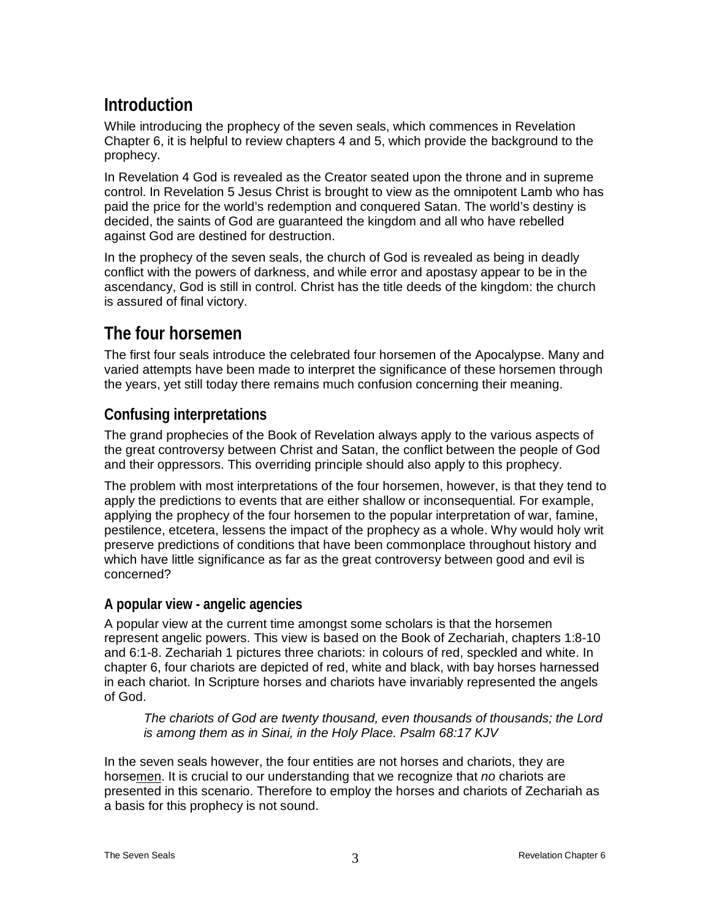## Introduction

While introducing the prophecy of the seven seals, which commences in Revelation Chapter 6, it is helpful to review chapters 4 and 5, which provide the background to the prophecy.

In Revelation 4 God is revealed as the Creator seated upon the throne and in supreme control. In Revelation 5 Jesus Christ is brought to view as the omnipotent Lamb who has paid the price for the world's redemption and conquered Satan. The world's destiny is decided, the saints of God are guaranteed the kingdom and all who have rebelled against God are destined for destruction.

In the prophecy of the seven seals, the church of God is revealed as being in deadly conflict with the powers of darkness, and while error and apostasy appear to be in the ascendancy, God is still in control. Christ has the title deeds of the kingdom: the church is assured of final victory.

## The four horsemen

The first four seals introduce the celebrated four horsemen of the Apocalypse. Many and varied attempts have been made to interpret the significance of these horsemen through the years, yet still today there remains much confusion concerning their meaning.

### Confusing interpretations

The grand prophecies of the Book of Revelation always apply to the various aspects of the great controversy between Christ and Satan, the conflict between the people of God and their oppressors. This overriding principle should also apply to this prophecy.

The problem with most interpretations of the four horsemen, however, is that they tend to apply the predictions to events that are either shallow or inconsequential. For example, applying the prophecy of the four horsemen to the popular interpretation of war, famine, pestilence, etcetera, lessens the impact of the prophecy as a whole. Why would holy writ preserve predictions of conditions that have been commonplace throughout history and which have little significance as far as the great controversy between good and evil is concerned?

#### A popular view - angelic agencies

A popular view at the current time amongst some scholars is that the horsemen represent angelic powers. This view is based on the Book of Zechariah, chapters 1:8-10 and 6:1-8. Zechariah 1 pictures three chariots: in colours of red, speckled and white. In chapter 6, four chariots are depicted of red, white and black, with bay horses harnessed in each chariot. In Scripture horses and chariots have invariably represented the angels of God.

> *The chariots of God are twenty thousand, even thousands of thousands; the Lord is among them as in Sinai, in the Holy Place. Psalm 68:17 KJV*

In the seven seals however, the four entities are not horses and chariots, they are horsemen. It is crucial to our understanding that we recognize that *no* chariots are presented in this scenario. Therefore to employ the horses and chariots of Zechariah as a basis for this prophecy is not sound.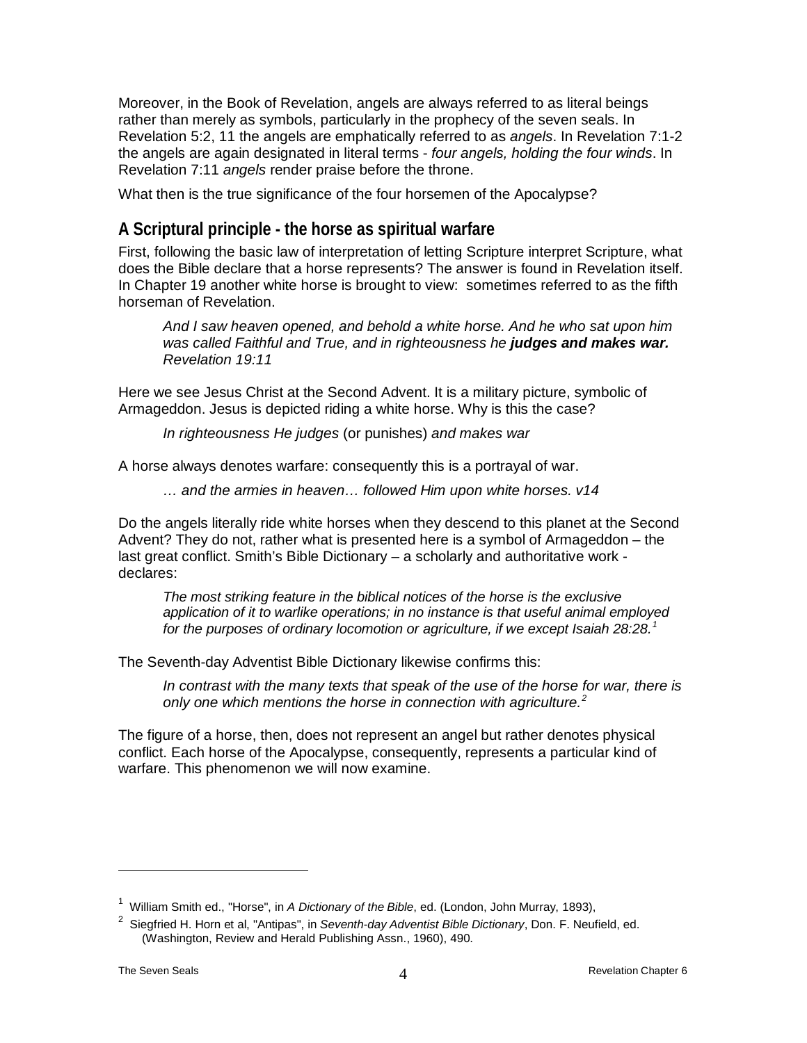Moreover, in the Book of Revelation, angels are always referred to as literal beings rather than merely as symbols, particularly in the prophecy of the seven seals. In Revelation 5:2, 11 the angels are emphatically referred to as *angels*. In Revelation 7:1-2 the angels are again designated in literal terms - *four angels, holding the four winds*. In Revelation 7:11 *angels* render praise before the throne.

What then is the true significance of the four horsemen of the Apocalypse?

## A Scriptural principle - the horse as spiritual warfare

First, following the basic law of interpretation of letting Scripture interpret Scripture, what does the Bible declare that a horse represents? The answer is found in Revelation itself. In Chapter 19 another white horse is brought to view: sometimes referred to as the fifth horseman of Revelation.

> *And I saw heaven opened, and behold a white horse. And he who sat upon him was called Faithful and True, and in righteousness he **judges and makes war.** Revelation 19:11*

Here we see Jesus Christ at the Second Advent. It is a military picture, symbolic of Armageddon. Jesus is depicted riding a white horse. Why is this the case?

> *In righteousness He judges* (or punishes) *and makes war*

A horse always denotes warfare: consequently this is a portrayal of war.

> *… and the armies in heaven… followed Him upon white horses. v14*

Do the angels literally ride white horses when they descend to this planet at the Second Advent? They do not, rather what is presented here is a symbol of Armageddon – the last great conflict. Smith's Bible Dictionary – a scholarly and authoritative work - declares:

> *The most striking feature in the biblical notices of the horse is the exclusive application of it to warlike operations; in no instance is that useful animal employed for the purposes of ordinary locomotion or agriculture, if we except Isaiah 28:28.*[1]

The Seventh-day Adventist Bible Dictionary likewise confirms this:

> *In contrast with the many texts that speak of the use of the horse for war, there is only one which mentions the horse in connection with agriculture.*[2]

The figure of a horse, then, does not represent an angel but rather denotes physical conflict. Each horse of the Apocalypse, consequently, represents a particular kind of warfare. This phenomenon we will now examine.

---

[1] William Smith ed., "Horse", in *A Dictionary of the Bible*, ed. (London, John Murray, 1893),

[2] Siegfried H. Horn et al, "Antipas", in *Seventh-day Adventist Bible Dictionary*, Don. F. Neufield, ed. (Washington, Review and Herald Publishing Assn., 1960), 490.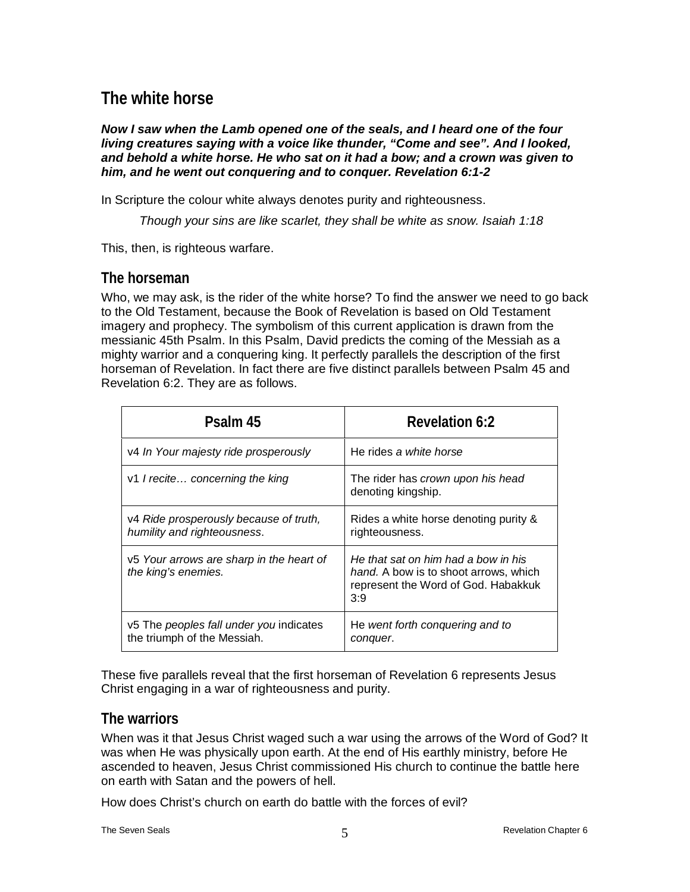## The white horse

***Now I saw when the Lamb opened one of the seals, and I heard one of the four living creatures saying with a voice like thunder, "Come and see". And I looked, and behold a white horse. He who sat on it had a bow; and a crown was given to him, and he went out conquering and to conquer. Revelation 6:1-2***

In Scripture the colour white always denotes purity and righteousness.

> *Though your sins are like scarlet, they shall be white as snow. Isaiah 1:18*

This, then, is righteous warfare.

### The horseman

Who, we may ask, is the rider of the white horse? To find the answer we need to go back to the Old Testament, because the Book of Revelation is based on Old Testament imagery and prophecy. The symbolism of this current application is drawn from the messianic 45th Psalm. In this Psalm, David predicts the coming of the Messiah as a mighty warrior and a conquering king. It perfectly parallels the description of the first horseman of Revelation. In fact there are five distinct parallels between Psalm 45 and Revelation 6:2. They are as follows.

| Psalm 45 | Revelation 6:2 |
|---|---|
| v4 *In Your majesty ride prosperously* | He rides *a white horse* |
| v1 *I recite… concerning the king* | The rider has *crown upon his head* denoting kingship. |
| v4 *Ride prosperously because of truth, humility and righteousness*. | Rides a white horse denoting purity & righteousness. |
| v5 *Your arrows are sharp in the heart of the king's enemies.* | *He that sat on him had a bow in his hand.* A bow is to shoot arrows, which represent the Word of God. Habakkuk 3:9 |
| v5 The *peoples fall under you* indicates the triumph of the Messiah. | He *went forth conquering and to conquer*. |

These five parallels reveal that the first horseman of Revelation 6 represents Jesus Christ engaging in a war of righteousness and purity.

### The warriors

When was it that Jesus Christ waged such a war using the arrows of the Word of God? It was when He was physically upon earth. At the end of His earthly ministry, before He ascended to heaven, Jesus Christ commissioned His church to continue the battle here on earth with Satan and the powers of hell.

How does Christ's church on earth do battle with the forces of evil?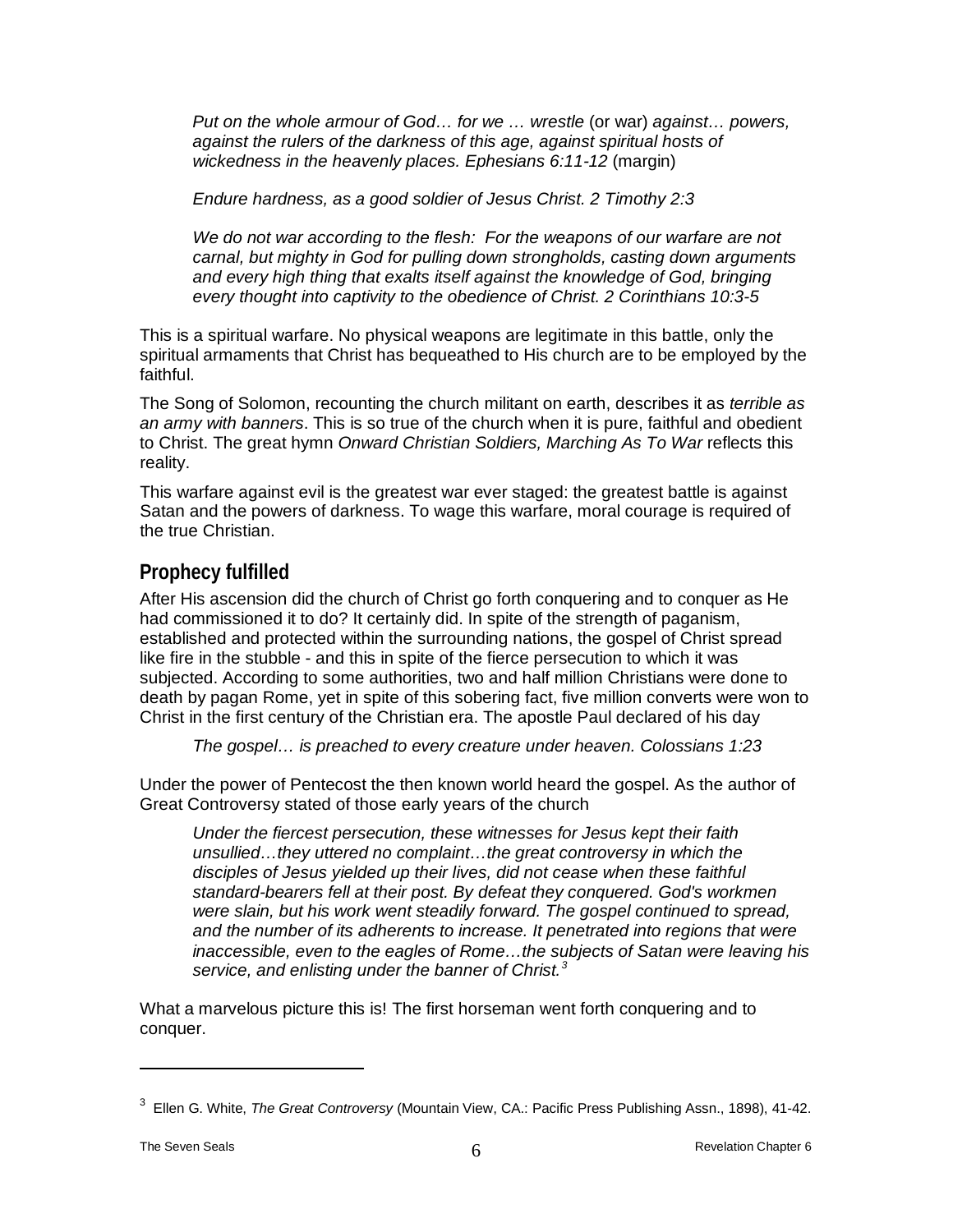> *Put on the whole armour of God… for we … wrestle* (or war) *against… powers, against the rulers of the darkness of this age, against spiritual hosts of wickedness in the heavenly places. Ephesians 6:11-12* (margin)
>
> *Endure hardness, as a good soldier of Jesus Christ. 2 Timothy 2:3*
>
> *We do not war according to the flesh: For the weapons of our warfare are not carnal, but mighty in God for pulling down strongholds, casting down arguments and every high thing that exalts itself against the knowledge of God, bringing every thought into captivity to the obedience of Christ. 2 Corinthians 10:3-5*

This is a spiritual warfare. No physical weapons are legitimate in this battle, only the spiritual armaments that Christ has bequeathed to His church are to be employed by the faithful.

The Song of Solomon, recounting the church militant on earth, describes it as *terrible as an army with banners*. This is so true of the church when it is pure, faithful and obedient to Christ. The great hymn *Onward Christian Soldiers, Marching As To War* reflects this reality.

This warfare against evil is the greatest war ever staged: the greatest battle is against Satan and the powers of darkness. To wage this warfare, moral courage is required of the true Christian.

## Prophecy fulfilled

After His ascension did the church of Christ go forth conquering and to conquer as He had commissioned it to do? It certainly did. In spite of the strength of paganism, established and protected within the surrounding nations, the gospel of Christ spread like fire in the stubble - and this in spite of the fierce persecution to which it was subjected. According to some authorities, two and half million Christians were done to death by pagan Rome, yet in spite of this sobering fact, five million converts were won to Christ in the first century of the Christian era. The apostle Paul declared of his day

> *The gospel… is preached to every creature under heaven. Colossians 1:23*

Under the power of Pentecost the then known world heard the gospel. As the author of Great Controversy stated of those early years of the church

> *Under the fiercest persecution, these witnesses for Jesus kept their faith unsullied…they uttered no complaint…the great controversy in which the disciples of Jesus yielded up their lives, did not cease when these faithful standard-bearers fell at their post. By defeat they conquered. God's workmen were slain, but his work went steadily forward. The gospel continued to spread, and the number of its adherents to increase. It penetrated into regions that were inaccessible, even to the eagles of Rome…the subjects of Satan were leaving his service, and enlisting under the banner of Christ.*[3]

What a marvelous picture this is! The first horseman went forth conquering and to conquer.

---

[3] Ellen G. White, *The Great Controversy* (Mountain View, CA.: Pacific Press Publishing Assn., 1898), 41-42.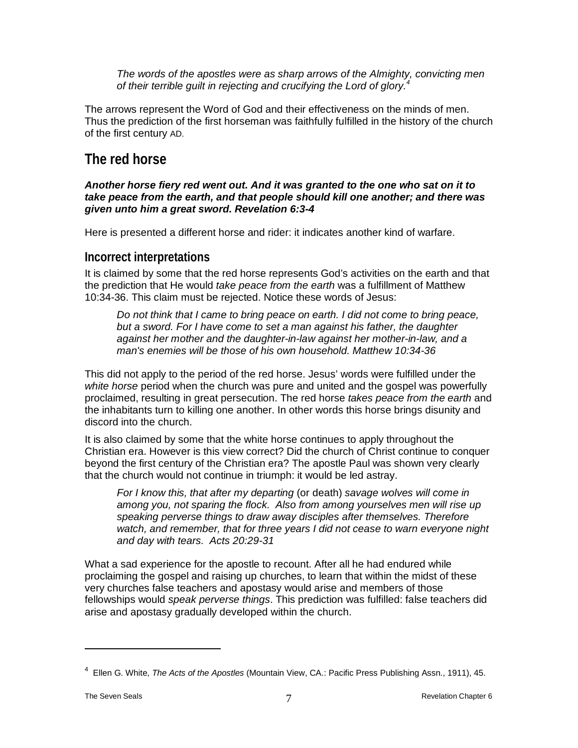> *The words of the apostles were as sharp arrows of the Almighty, convicting men of their terrible guilt in rejecting and crucifying the Lord of glory.*[4]

The arrows represent the Word of God and their effectiveness on the minds of men. Thus the prediction of the first horseman was faithfully fulfilled in the history of the church of the first century AD.

## The red horse

***Another horse fiery red went out. And it was granted to the one who sat on it to take peace from the earth, and that people should kill one another; and there was given unto him a great sword. Revelation 6:3-4***

Here is presented a different horse and rider: it indicates another kind of warfare.

### Incorrect interpretations

It is claimed by some that the red horse represents God's activities on the earth and that the prediction that He would *take peace from the earth* was a fulfillment of Matthew 10:34-36. This claim must be rejected. Notice these words of Jesus:

> *Do not think that I came to bring peace on earth. I did not come to bring peace, but a sword. For I have come to set a man against his father, the daughter against her mother and the daughter-in-law against her mother-in-law, and a man's enemies will be those of his own household. Matthew 10:34-36*

This did not apply to the period of the red horse. Jesus' words were fulfilled under the *white horse* period when the church was pure and united and the gospel was powerfully proclaimed, resulting in great persecution. The red horse *takes peace from the earth* and the inhabitants turn to killing one another. In other words this horse brings disunity and discord into the church.

It is also claimed by some that the white horse continues to apply throughout the Christian era. However is this view correct? Did the church of Christ continue to conquer beyond the first century of the Christian era? The apostle Paul was shown very clearly that the church would not continue in triumph: it would be led astray.

> *For I know this, that after my departing* (or death) *savage wolves will come in among you, not sparing the flock. Also from among yourselves men will rise up speaking perverse things to draw away disciples after themselves. Therefore watch, and remember, that for three years I did not cease to warn everyone night and day with tears. Acts 20:29-31*

What a sad experience for the apostle to recount. After all he had endured while proclaiming the gospel and raising up churches, to learn that within the midst of these very churches false teachers and apostasy would arise and members of those fellowships would *speak perverse things*. This prediction was fulfilled: false teachers did arise and apostasy gradually developed within the church.

---

[4] Ellen G. White, *The Acts of the Apostles* (Mountain View, CA.: Pacific Press Publishing Assn., 1911), 45.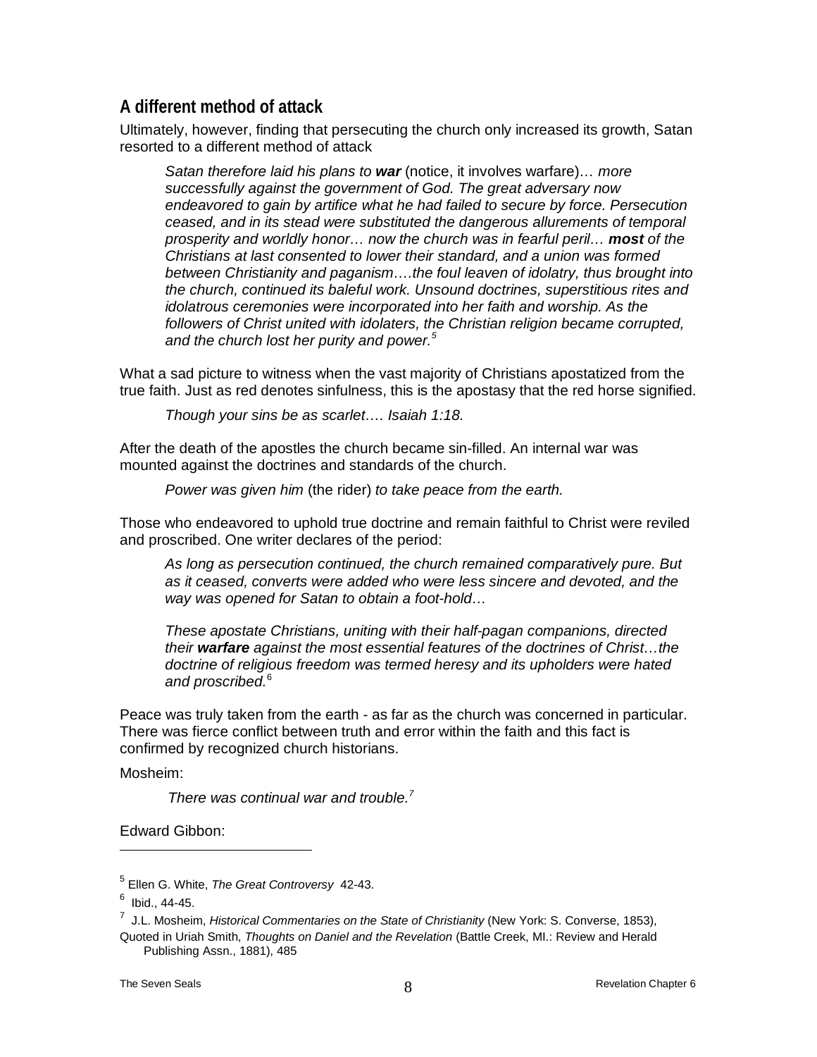## A different method of attack

Ultimately, however, finding that persecuting the church only increased its growth, Satan resorted to a different method of attack

> *Satan therefore laid his plans to* ***war*** (notice, it involves warfare)*… more successfully against the government of God. The great adversary now endeavored to gain by artifice what he had failed to secure by force. Persecution ceased, and in its stead were substituted the dangerous allurements of temporal prosperity and worldly honor… now the church was in fearful peril…* ***most*** *of the Christians at last consented to lower their standard, and a union was formed between Christianity and paganism….the foul leaven of idolatry, thus brought into the church, continued its baleful work. Unsound doctrines, superstitious rites and idolatrous ceremonies were incorporated into her faith and worship. As the followers of Christ united with idolaters, the Christian religion became corrupted, and the church lost her purity and power.*[5]

What a sad picture to witness when the vast majority of Christians apostatized from the true faith. Just as red denotes sinfulness, this is the apostasy that the red horse signified.

> *Though your sins be as scarlet…. Isaiah 1:18.*

After the death of the apostles the church became sin-filled. An internal war was mounted against the doctrines and standards of the church.

> *Power was given him* (the rider) *to take peace from the earth.*

Those who endeavored to uphold true doctrine and remain faithful to Christ were reviled and proscribed. One writer declares of the period:

> *As long as persecution continued, the church remained comparatively pure. But as it ceased, converts were added who were less sincere and devoted, and the way was opened for Satan to obtain a foot-hold…*
>
> *These apostate Christians, uniting with their half-pagan companions, directed their* ***warfare*** *against the most essential features of the doctrines of Christ…the doctrine of religious freedom was termed heresy and its upholders were hated and proscribed.*[6]

Peace was truly taken from the earth - as far as the church was concerned in particular. There was fierce conflict between truth and error within the faith and this fact is confirmed by recognized church historians.

Mosheim:

> *There was continual war and trouble.*[7]

Edward Gibbon:

---

[5] Ellen G. White, *The Great Controversy* 42-43.

[6] Ibid., 44-45.

[7] J.L. Mosheim, *Historical Commentaries on the State of Christianity* (New York: S. Converse, 1853), Quoted in Uriah Smith, *Thoughts on Daniel and the Revelation* (Battle Creek, MI.: Review and Herald Publishing Assn., 1881), 485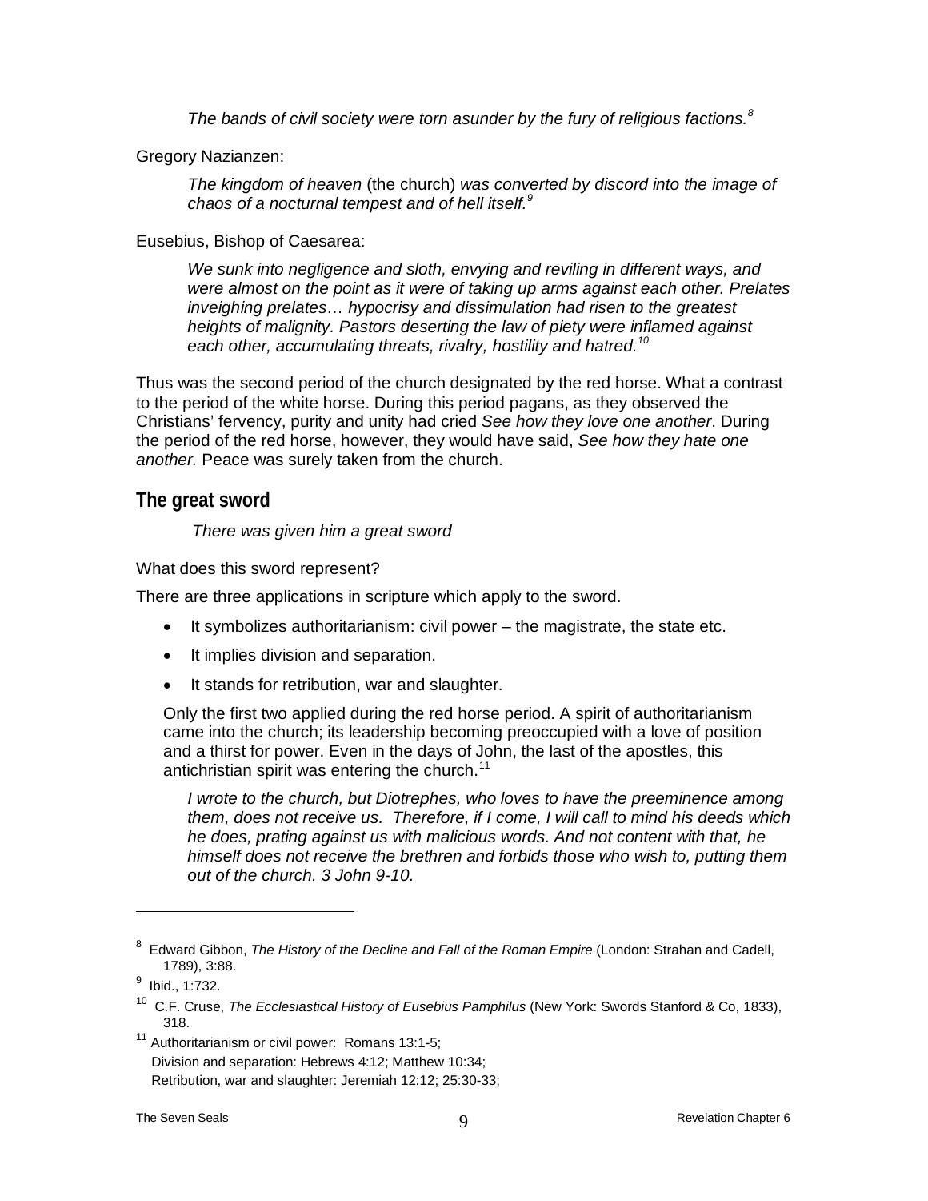> *The bands of civil society were torn asunder by the fury of religious factions.*[8]

Gregory Nazianzen:

> *The kingdom of heaven* (the church) *was converted by discord into the image of chaos of a nocturnal tempest and of hell itself.*[9]

Eusebius, Bishop of Caesarea:

> *We sunk into negligence and sloth, envying and reviling in different ways, and were almost on the point as it were of taking up arms against each other. Prelates inveighing prelates… hypocrisy and dissimulation had risen to the greatest heights of malignity. Pastors deserting the law of piety were inflamed against each other, accumulating threats, rivalry, hostility and hatred.*[10]

Thus was the second period of the church designated by the red horse. What a contrast to the period of the white horse. During this period pagans, as they observed the Christians' fervency, purity and unity had cried *See how they love one another*. During the period of the red horse, however, they would have said, *See how they hate one another.* Peace was surely taken from the church.

## The great sword

> *There was given him a great sword*

What does this sword represent?

There are three applications in scripture which apply to the sword.

- It symbolizes authoritarianism: civil power – the magistrate, the state etc.
- It implies division and separation.
- It stands for retribution, war and slaughter.

Only the first two applied during the red horse period. A spirit of authoritarianism came into the church; its leadership becoming preoccupied with a love of position and a thirst for power. Even in the days of John, the last of the apostles, this antichristian spirit was entering the church.[11]

> *I wrote to the church, but Diotrephes, who loves to have the preeminence among them, does not receive us. Therefore, if I come, I will call to mind his deeds which he does, prating against us with malicious words. And not content with that, he himself does not receive the brethren and forbids those who wish to, putting them out of the church. 3 John 9-10.*

---

[8] Edward Gibbon, *The History of the Decline and Fall of the Roman Empire* (London: Strahan and Cadell, 1789), 3:88.

[9] Ibid., 1:732.

[10] C.F. Cruse, *The Ecclesiastical History of Eusebius Pamphilus* (New York: Swords Stanford & Co, 1833), 318.

[11] Authoritarianism or civil power: Romans 13:1-5;
Division and separation: Hebrews 4:12; Matthew 10:34;
Retribution, war and slaughter: Jeremiah 12:12; 25:30-33;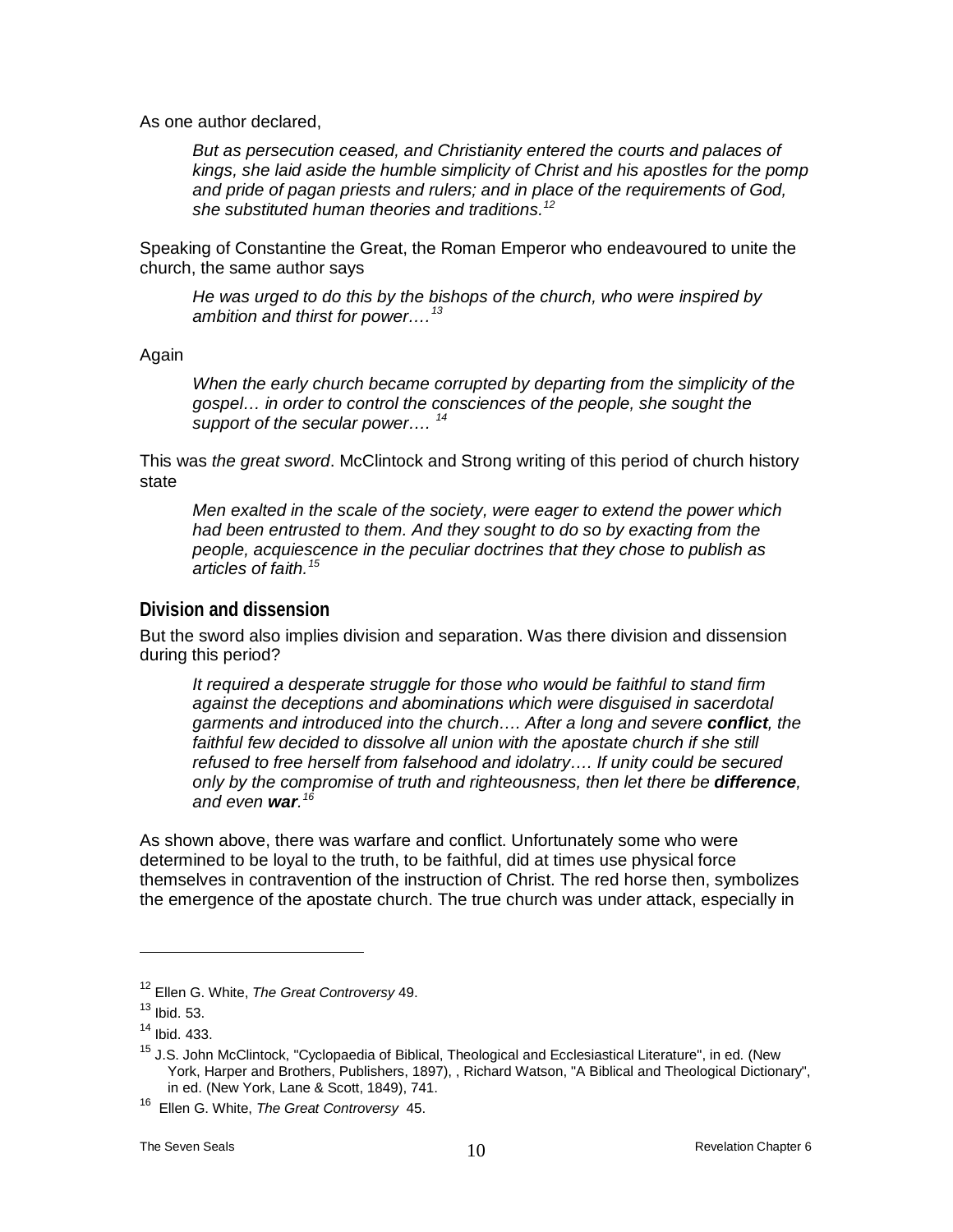As one author declared,

> *But as persecution ceased, and Christianity entered the courts and palaces of kings, she laid aside the humble simplicity of Christ and his apostles for the pomp and pride of pagan priests and rulers; and in place of the requirements of God, she substituted human theories and traditions.*[12]

Speaking of Constantine the Great, the Roman Emperor who endeavoured to unite the church, the same author says

> *He was urged to do this by the bishops of the church, who were inspired by ambition and thirst for power….*[13]

Again

> *When the early church became corrupted by departing from the simplicity of the gospel… in order to control the consciences of the people, she sought the support of the secular power….* [14]

This was *the great sword*. McClintock and Strong writing of this period of church history state

> *Men exalted in the scale of the society, were eager to extend the power which had been entrusted to them. And they sought to do so by exacting from the people, acquiescence in the peculiar doctrines that they chose to publish as articles of faith.*[15]

## Division and dissension

But the sword also implies division and separation. Was there division and dissension during this period?

> *It required a desperate struggle for those who would be faithful to stand firm against the deceptions and abominations which were disguised in sacerdotal garments and introduced into the church…. After a long and severe **conflict**, the faithful few decided to dissolve all union with the apostate church if she still refused to free herself from falsehood and idolatry…. If unity could be secured only by the compromise of truth and righteousness, then let there be **difference**, and even **war**.*[16]

As shown above, there was warfare and conflict. Unfortunately some who were determined to be loyal to the truth, to be faithful, did at times use physical force themselves in contravention of the instruction of Christ. The red horse then, symbolizes the emergence of the apostate church. The true church was under attack, especially in

---

[12] Ellen G. White, *The Great Controversy* 49.

[13] Ibid. 53.

[14] Ibid. 433.

[15] J.S. John McClintock, "Cyclopaedia of Biblical, Theological and Ecclesiastical Literature", in ed. (New York, Harper and Brothers, Publishers, 1897), , Richard Watson, "A Biblical and Theological Dictionary", in ed. (New York, Lane & Scott, 1849), 741.

[16] Ellen G. White, *The Great Controversy* 45.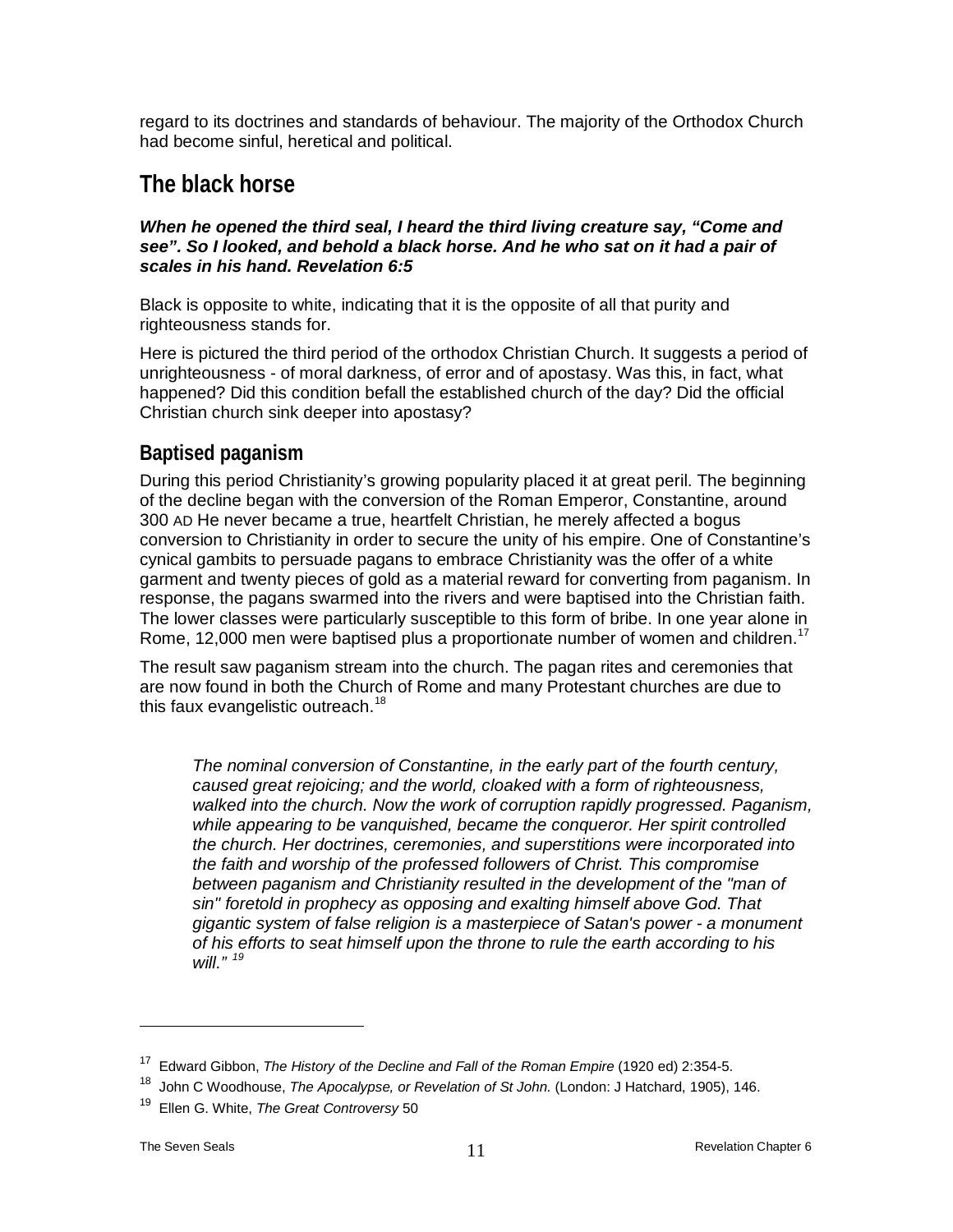regard to its doctrines and standards of behaviour. The majority of the Orthodox Church had become sinful, heretical and political.

## The black horse

***When he opened the third seal, I heard the third living creature say, "Come and see". So I looked, and behold a black horse. And he who sat on it had a pair of scales in his hand. Revelation 6:5***

Black is opposite to white, indicating that it is the opposite of all that purity and righteousness stands for.

Here is pictured the third period of the orthodox Christian Church. It suggests a period of unrighteousness - of moral darkness, of error and of apostasy. Was this, in fact, what happened? Did this condition befall the established church of the day? Did the official Christian church sink deeper into apostasy?

### Baptised paganism

During this period Christianity's growing popularity placed it at great peril. The beginning of the decline began with the conversion of the Roman Emperor, Constantine, around 300 AD He never became a true, heartfelt Christian, he merely affected a bogus conversion to Christianity in order to secure the unity of his empire. One of Constantine's cynical gambits to persuade pagans to embrace Christianity was the offer of a white garment and twenty pieces of gold as a material reward for converting from paganism. In response, the pagans swarmed into the rivers and were baptised into the Christian faith. The lower classes were particularly susceptible to this form of bribe. In one year alone in Rome, 12,000 men were baptised plus a proportionate number of women and children.[17]

The result saw paganism stream into the church. The pagan rites and ceremonies that are now found in both the Church of Rome and many Protestant churches are due to this faux evangelistic outreach.[18]

> *The nominal conversion of Constantine, in the early part of the fourth century, caused great rejoicing; and the world, cloaked with a form of righteousness, walked into the church. Now the work of corruption rapidly progressed. Paganism, while appearing to be vanquished, became the conqueror. Her spirit controlled the church. Her doctrines, ceremonies, and superstitions were incorporated into the faith and worship of the professed followers of Christ. This compromise between paganism and Christianity resulted in the development of the "man of sin" foretold in prophecy as opposing and exalting himself above God. That gigantic system of false religion is a masterpiece of Satan's power - a monument of his efforts to seat himself upon the throne to rule the earth according to his will."* [19]

---

[17] Edward Gibbon, *The History of the Decline and Fall of the Roman Empire* (1920 ed) 2:354-5.

[18] John C Woodhouse, *The Apocalypse, or Revelation of St John.* (London: J Hatchard, 1905), 146.

[19] Ellen G. White, *The Great Controversy* 50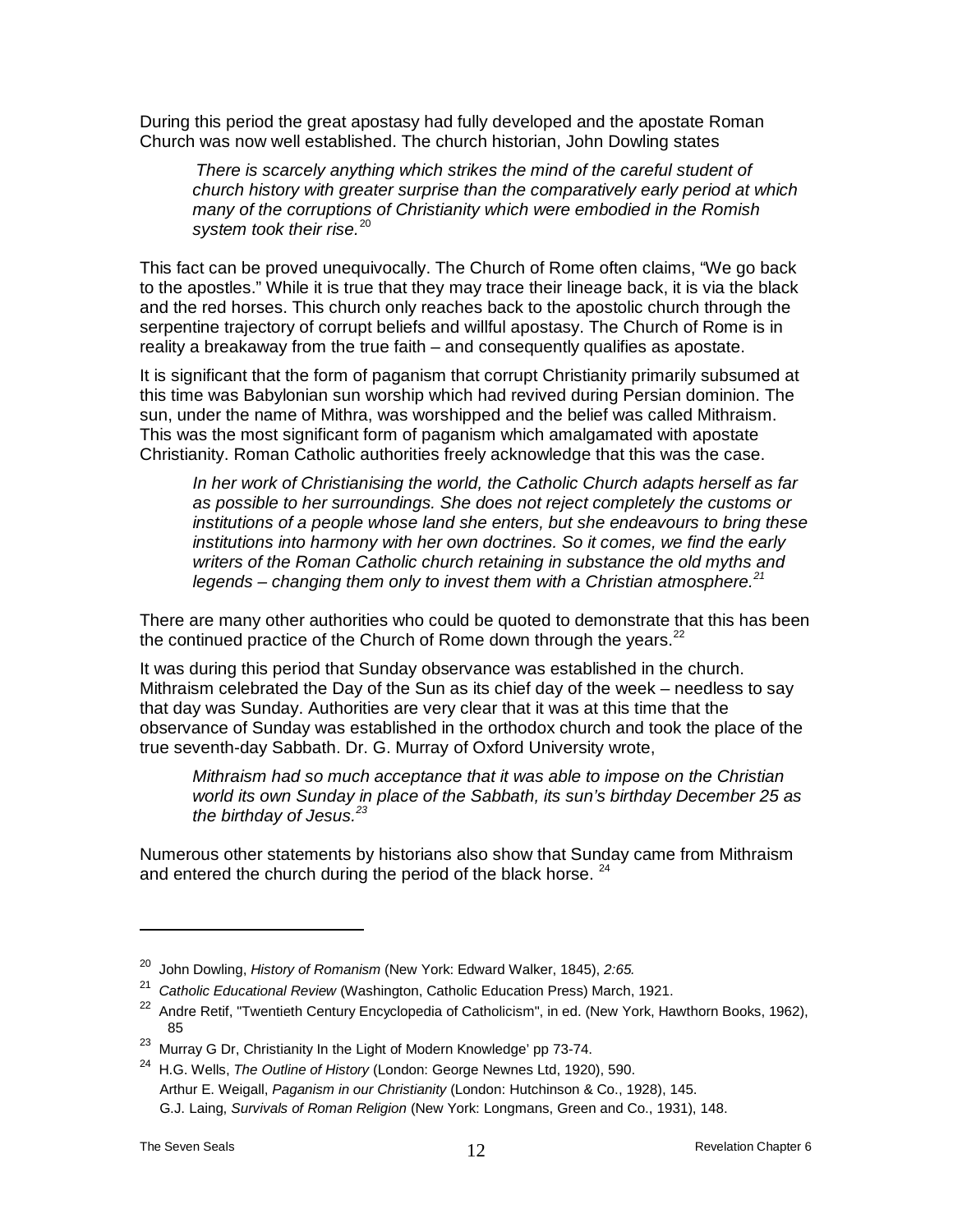During this period the great apostasy had fully developed and the apostate Roman Church was now well established. The church historian, John Dowling states

> *There is scarcely anything which strikes the mind of the careful student of church history with greater surprise than the comparatively early period at which many of the corruptions of Christianity which were embodied in the Romish system took their rise.*[20]

This fact can be proved unequivocally. The Church of Rome often claims, "We go back to the apostles." While it is true that they may trace their lineage back, it is via the black and the red horses. This church only reaches back to the apostolic church through the serpentine trajectory of corrupt beliefs and willful apostasy. The Church of Rome is in reality a breakaway from the true faith – and consequently qualifies as apostate.

It is significant that the form of paganism that corrupt Christianity primarily subsumed at this time was Babylonian sun worship which had revived during Persian dominion. The sun, under the name of Mithra, was worshipped and the belief was called Mithraism. This was the most significant form of paganism which amalgamated with apostate Christianity. Roman Catholic authorities freely acknowledge that this was the case.

> *In her work of Christianising the world, the Catholic Church adapts herself as far as possible to her surroundings. She does not reject completely the customs or institutions of a people whose land she enters, but she endeavours to bring these institutions into harmony with her own doctrines. So it comes, we find the early writers of the Roman Catholic church retaining in substance the old myths and legends – changing them only to invest them with a Christian atmosphere.*[21]

There are many other authorities who could be quoted to demonstrate that this has been the continued practice of the Church of Rome down through the years.[22]

It was during this period that Sunday observance was established in the church. Mithraism celebrated the Day of the Sun as its chief day of the week – needless to say that day was Sunday. Authorities are very clear that it was at this time that the observance of Sunday was established in the orthodox church and took the place of the true seventh-day Sabbath. Dr. G. Murray of Oxford University wrote,

> *Mithraism had so much acceptance that it was able to impose on the Christian world its own Sunday in place of the Sabbath, its sun's birthday December 25 as the birthday of Jesus.*[23]

Numerous other statements by historians also show that Sunday came from Mithraism and entered the church during the period of the black horse.[24]

---

[20] John Dowling, *History of Romanism* (New York: Edward Walker, 1845), *2:65.*

[21] *Catholic Educational Review* (Washington, Catholic Education Press) March, 1921.

[22] Andre Retif, "Twentieth Century Encyclopedia of Catholicism", in ed. (New York, Hawthorn Books, 1962), 85

[23] Murray G Dr, Christianity In the Light of Modern Knowledge' pp 73-74.

[24] H.G. Wells, *The Outline of History* (London: George Newnes Ltd, 1920), 590.
Arthur E. Weigall, *Paganism in our Christianity* (London: Hutchinson & Co., 1928), 145.
G.J. Laing, *Survivals of Roman Religion* (New York: Longmans, Green and Co., 1931), 148.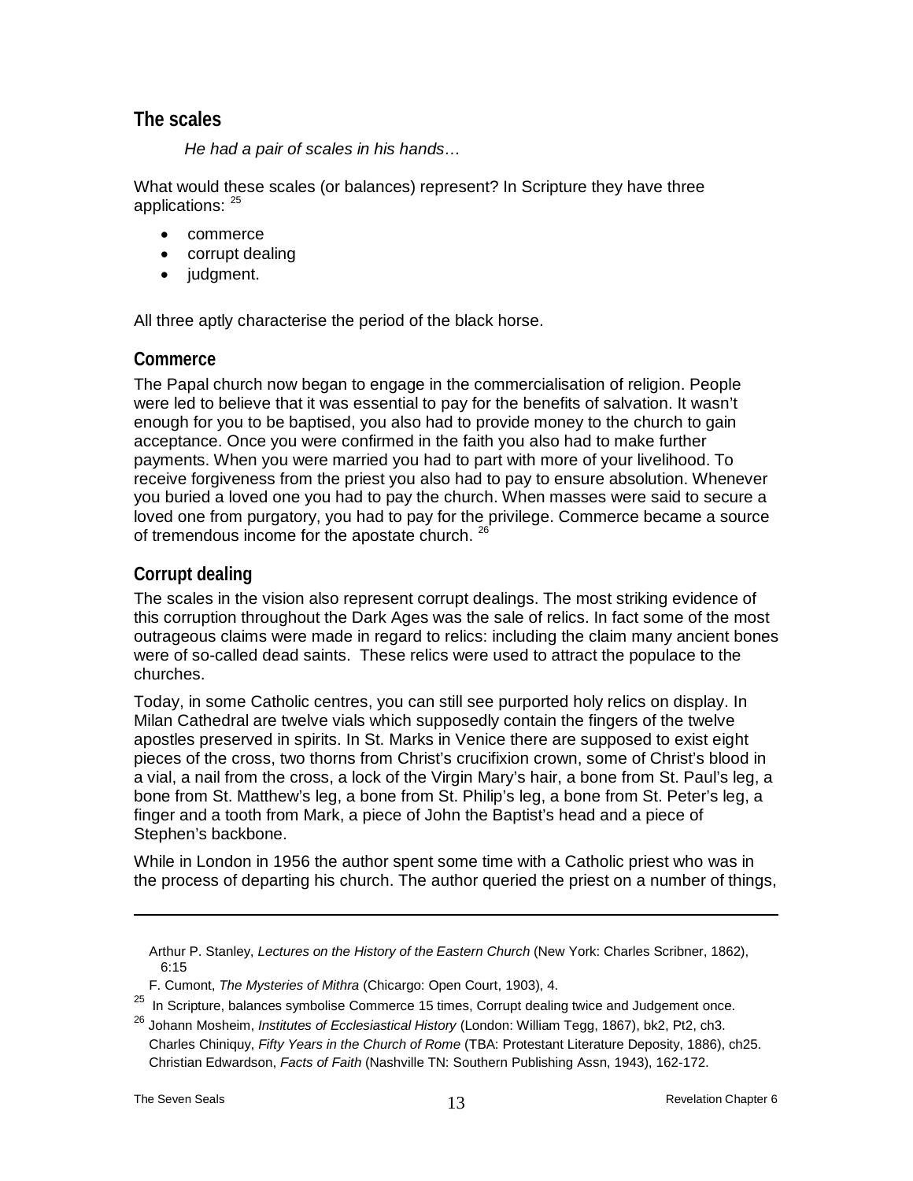## The scales

*He had a pair of scales in his hands…*

What would these scales (or balances) represent? In Scripture they have three applications: [25]

- commerce
- corrupt dealing
- judgment.

All three aptly characterise the period of the black horse.

### Commerce

The Papal church now began to engage in the commercialisation of religion. People were led to believe that it was essential to pay for the benefits of salvation. It wasn't enough for you to be baptised, you also had to provide money to the church to gain acceptance. Once you were confirmed in the faith you also had to make further payments. When you were married you had to part with more of your livelihood. To receive forgiveness from the priest you also had to pay to ensure absolution. Whenever you buried a loved one you had to pay the church. When masses were said to secure a loved one from purgatory, you had to pay for the privilege. Commerce became a source of tremendous income for the apostate church. [26]

### Corrupt dealing

The scales in the vision also represent corrupt dealings. The most striking evidence of this corruption throughout the Dark Ages was the sale of relics. In fact some of the most outrageous claims were made in regard to relics: including the claim many ancient bones were of so-called dead saints. These relics were used to attract the populace to the churches.

Today, in some Catholic centres, you can still see purported holy relics on display. In Milan Cathedral are twelve vials which supposedly contain the fingers of the twelve apostles preserved in spirits. In St. Marks in Venice there are supposed to exist eight pieces of the cross, two thorns from Christ's crucifixion crown, some of Christ's blood in a vial, a nail from the cross, a lock of the Virgin Mary's hair, a bone from St. Paul's leg, a bone from St. Matthew's leg, a bone from St. Philip's leg, a bone from St. Peter's leg, a finger and a tooth from Mark, a piece of John the Baptist's head and a piece of Stephen's backbone.

While in London in 1956 the author spent some time with a Catholic priest who was in the process of departing his church. The author queried the priest on a number of things,

---

Arthur P. Stanley, *Lectures on the History of the Eastern Church* (New York: Charles Scribner, 1862), 6:15

F. Cumont, *The Mysteries of Mithra* (Chicargo: Open Court, 1903), 4.

[25] In Scripture, balances symbolise Commerce 15 times, Corrupt dealing twice and Judgement once.

[26] Johann Mosheim, *Institutes of Ecclesiastical History* (London: William Tegg, 1867), bk2, Pt2, ch3. Charles Chiniquy, *Fifty Years in the Church of Rome* (TBA: Protestant Literature Deposity, 1886), ch25. Christian Edwardson, *Facts of Faith* (Nashville TN: Southern Publishing Assn, 1943), 162-172.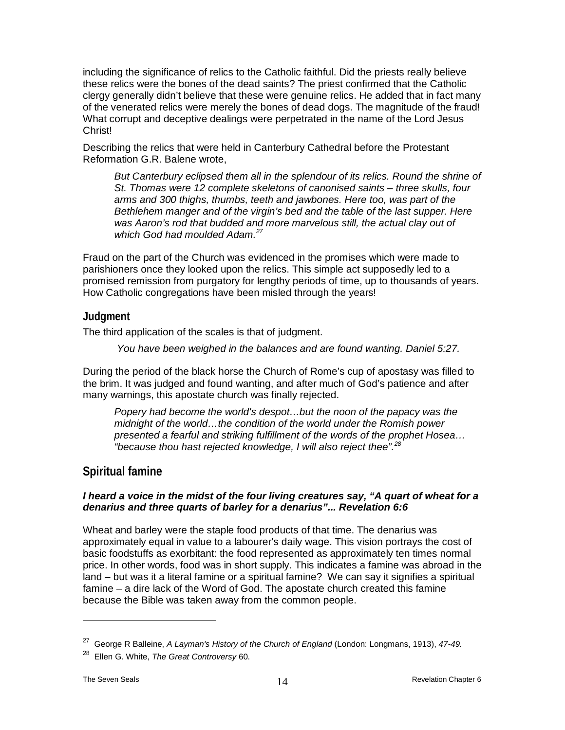including the significance of relics to the Catholic faithful. Did the priests really believe these relics were the bones of the dead saints? The priest confirmed that the Catholic clergy generally didn't believe that these were genuine relics. He added that in fact many of the venerated relics were merely the bones of dead dogs. The magnitude of the fraud! What corrupt and deceptive dealings were perpetrated in the name of the Lord Jesus Christ!

Describing the relics that were held in Canterbury Cathedral before the Protestant Reformation G.R. Balene wrote,

> *But Canterbury eclipsed them all in the splendour of its relics. Round the shrine of St. Thomas were 12 complete skeletons of canonised saints – three skulls, four arms and 300 thighs, thumbs, teeth and jawbones. Here too, was part of the Bethlehem manger and of the virgin's bed and the table of the last supper. Here was Aaron's rod that budded and more marvelous still, the actual clay out of which God had moulded Adam.*[27]

Fraud on the part of the Church was evidenced in the promises which were made to parishioners once they looked upon the relics. This simple act supposedly led to a promised remission from purgatory for lengthy periods of time, up to thousands of years. How Catholic congregations have been misled through the years!

### Judgment

The third application of the scales is that of judgment.

> *You have been weighed in the balances and are found wanting. Daniel 5:27.*

During the period of the black horse the Church of Rome's cup of apostasy was filled to the brim. It was judged and found wanting, and after much of God's patience and after many warnings, this apostate church was finally rejected.

> *Popery had become the world's despot…but the noon of the papacy was the midnight of the world…the condition of the world under the Romish power presented a fearful and striking fulfillment of the words of the prophet Hosea… "because thou hast rejected knowledge, I will also reject thee".*[28]

## Spiritual famine

***I heard a voice in the midst of the four living creatures say, "A quart of wheat for a denarius and three quarts of barley for a denarius"... Revelation 6:6***

Wheat and barley were the staple food products of that time. The denarius was approximately equal in value to a labourer's daily wage. This vision portrays the cost of basic foodstuffs as exorbitant: the food represented as approximately ten times normal price. In other words, food was in short supply. This indicates a famine was abroad in the land – but was it a literal famine or a spiritual famine? We can say it signifies a spiritual famine – a dire lack of the Word of God. The apostate church created this famine because the Bible was taken away from the common people.

---

[27] George R Balleine, *A Layman's History of the Church of England* (London: Longmans, 1913), *47-49.*

[28] Ellen G. White, *The Great Controversy* 60.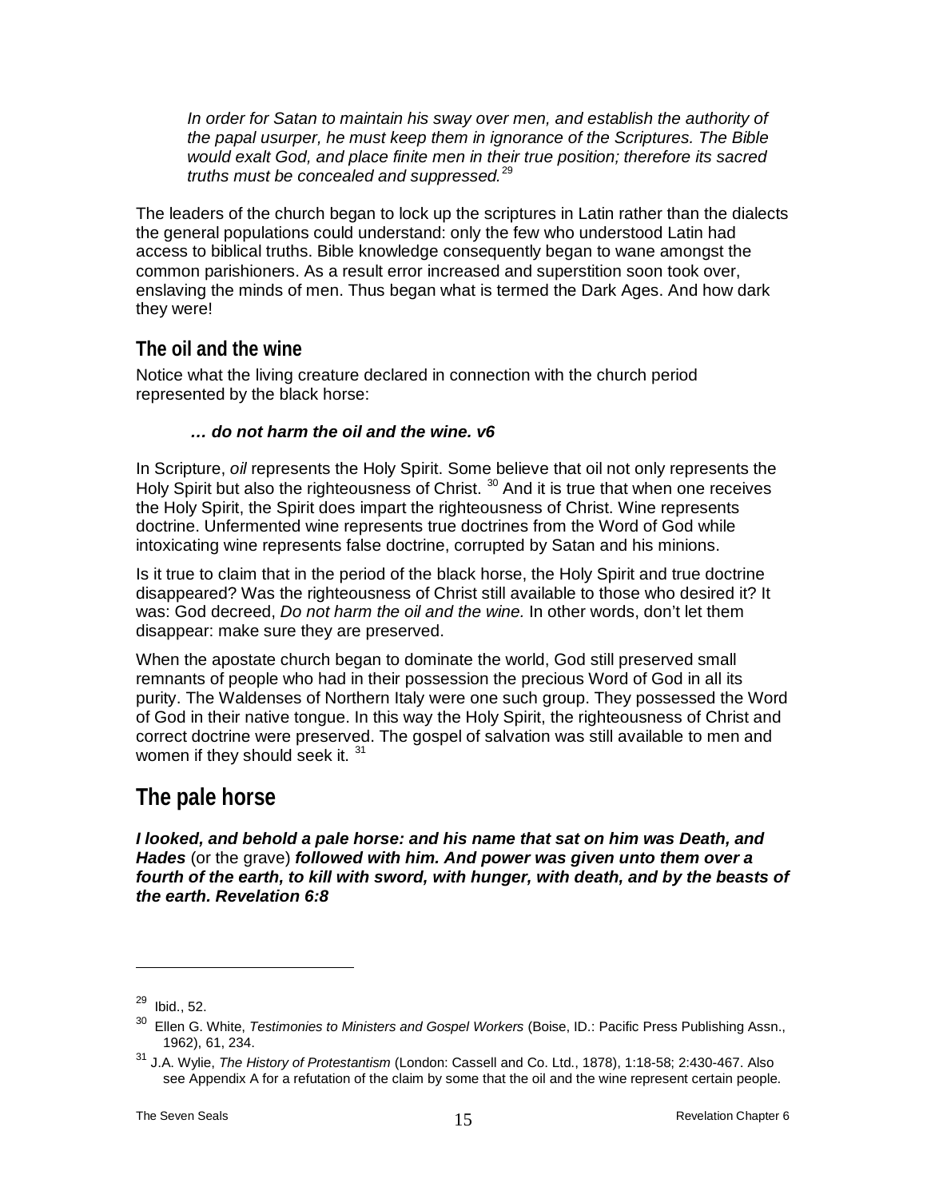> *In order for Satan to maintain his sway over men, and establish the authority of the papal usurper, he must keep them in ignorance of the Scriptures. The Bible would exalt God, and place finite men in their true position; therefore its sacred truths must be concealed and suppressed.*[29]

The leaders of the church began to lock up the scriptures in Latin rather than the dialects the general populations could understand: only the few who understood Latin had access to biblical truths. Bible knowledge consequently began to wane amongst the common parishioners. As a result error increased and superstition soon took over, enslaving the minds of men. Thus began what is termed the Dark Ages. And how dark they were!

### The oil and the wine

Notice what the living creature declared in connection with the church period represented by the black horse:

> ***… do not harm the oil and the wine. v6***

In Scripture, *oil* represents the Holy Spirit. Some believe that oil not only represents the Holy Spirit but also the righteousness of Christ. [30] And it is true that when one receives the Holy Spirit, the Spirit does impart the righteousness of Christ. Wine represents doctrine. Unfermented wine represents true doctrines from the Word of God while intoxicating wine represents false doctrine, corrupted by Satan and his minions.

Is it true to claim that in the period of the black horse, the Holy Spirit and true doctrine disappeared? Was the righteousness of Christ still available to those who desired it? It was: God decreed, *Do not harm the oil and the wine.* In other words, don't let them disappear: make sure they are preserved.

When the apostate church began to dominate the world, God still preserved small remnants of people who had in their possession the precious Word of God in all its purity. The Waldenses of Northern Italy were one such group. They possessed the Word of God in their native tongue. In this way the Holy Spirit, the righteousness of Christ and correct doctrine were preserved. The gospel of salvation was still available to men and women if they should seek it. [31]

## The pale horse

***I looked, and behold a pale horse: and his name that sat on him was Death, and Hades*** (or the grave) ***followed with him. And power was given unto them over a fourth of the earth, to kill with sword, with hunger, with death, and by the beasts of the earth. Revelation 6:8***

---

[29] Ibid., 52.

[30] Ellen G. White, *Testimonies to Ministers and Gospel Workers* (Boise, ID.: Pacific Press Publishing Assn., 1962), 61, 234.

[31] J.A. Wylie, *The History of Protestantism* (London: Cassell and Co. Ltd., 1878), 1:18-58; 2:430-467. Also see Appendix A for a refutation of the claim by some that the oil and the wine represent certain people.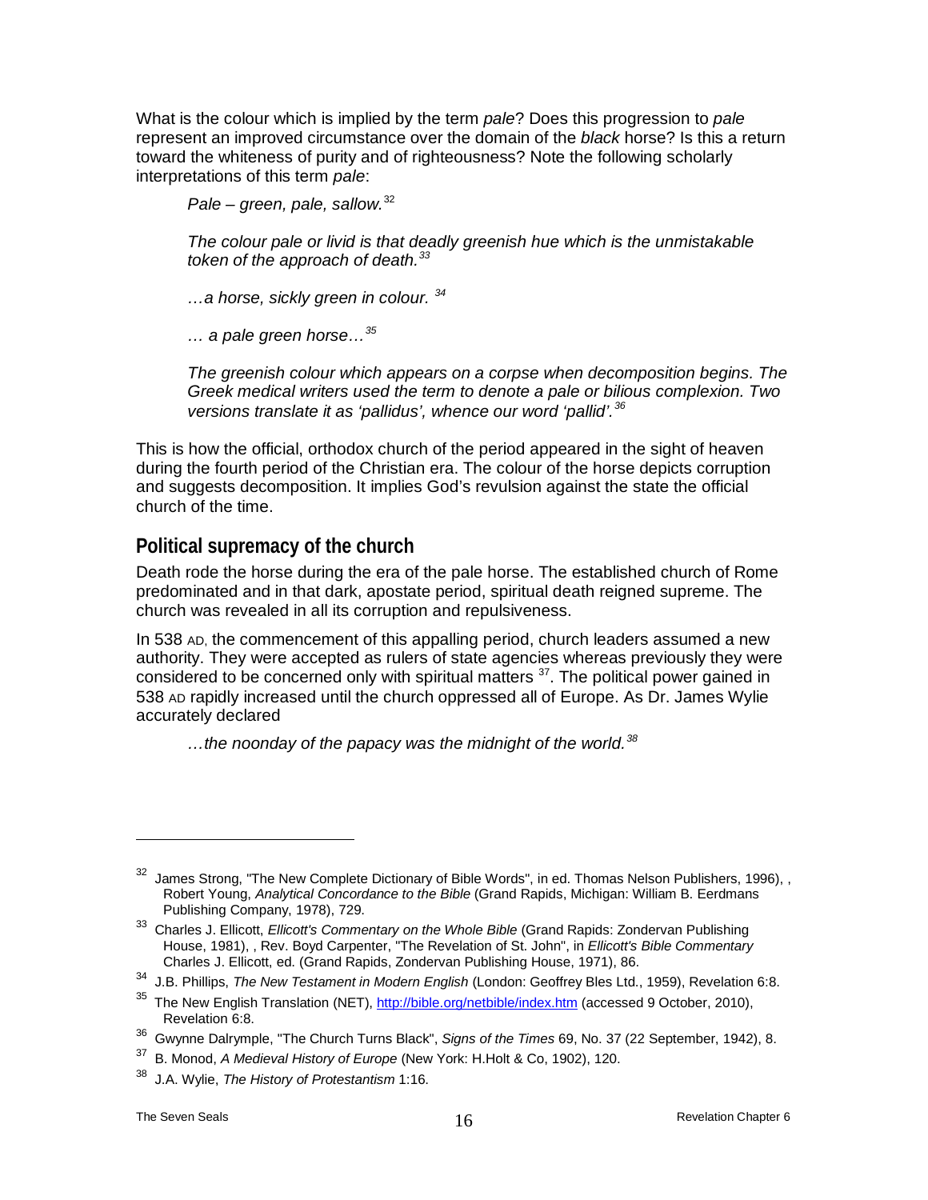What is the colour which is implied by the term *pale*? Does this progression to *pale* represent an improved circumstance over the domain of the *black* horse? Is this a return toward the whiteness of purity and of righteousness? Note the following scholarly interpretations of this term *pale*:

> *Pale – green, pale, sallow.*[32]
>
> *The colour pale or livid is that deadly greenish hue which is the unmistakable token of the approach of death.*[33]
>
> *…a horse, sickly green in colour.* [34]
>
> *… a pale green horse…*[35]
>
> *The greenish colour which appears on a corpse when decomposition begins. The Greek medical writers used the term to denote a pale or bilious complexion. Two versions translate it as 'pallidus', whence our word 'pallid'.*[36]

This is how the official, orthodox church of the period appeared in the sight of heaven during the fourth period of the Christian era. The colour of the horse depicts corruption and suggests decomposition. It implies God's revulsion against the state the official church of the time.

## Political supremacy of the church

Death rode the horse during the era of the pale horse. The established church of Rome predominated and in that dark, apostate period, spiritual death reigned supreme. The church was revealed in all its corruption and repulsiveness.

In 538 AD, the commencement of this appalling period, church leaders assumed a new authority. They were accepted as rulers of state agencies whereas previously they were considered to be concerned only with spiritual matters [37]. The political power gained in 538 AD rapidly increased until the church oppressed all of Europe. As Dr. James Wylie accurately declared

> *…the noonday of the papacy was the midnight of the world.*[38]

---

[32] James Strong, "The New Complete Dictionary of Bible Words", in ed. Thomas Nelson Publishers, 1996), , Robert Young, *Analytical Concordance to the Bible* (Grand Rapids, Michigan: William B. Eerdmans Publishing Company, 1978), 729.

[33] Charles J. Ellicott, *Ellicott's Commentary on the Whole Bible* (Grand Rapids: Zondervan Publishing House, 1981), , Rev. Boyd Carpenter, "The Revelation of St. John", in *Ellicott's Bible Commentary* Charles J. Ellicott, ed. (Grand Rapids, Zondervan Publishing House, 1971), 86.

[34] J.B. Phillips, *The New Testament in Modern English* (London: Geoffrey Bles Ltd., 1959), Revelation 6:8.

[35] The New English Translation (NET), http://bible.org/netbible/index.htm (accessed 9 October, 2010), Revelation 6:8.

[36] Gwynne Dalrymple, "The Church Turns Black", *Signs of the Times* 69, No. 37 (22 September, 1942), 8.

[37] B. Monod, *A Medieval History of Europe* (New York: H.Holt & Co, 1902), 120.

[38] J.A. Wylie, *The History of Protestantism* 1:16.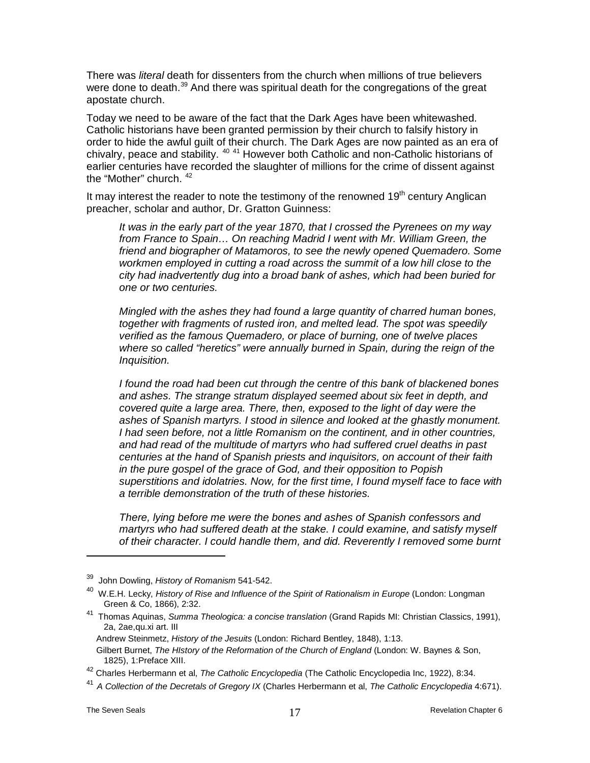There was *literal* death for dissenters from the church when millions of true believers were done to death.[39] And there was spiritual death for the congregations of the great apostate church.

Today we need to be aware of the fact that the Dark Ages have been whitewashed. Catholic historians have been granted permission by their church to falsify history in order to hide the awful guilt of their church. The Dark Ages are now painted as an era of chivalry, peace and stability. [40] [41] However both Catholic and non-Catholic historians of earlier centuries have recorded the slaughter of millions for the crime of dissent against the "Mother" church. [42]

It may interest the reader to note the testimony of the renowned 19th century Anglican preacher, scholar and author, Dr. Gratton Guinness:

> *It was in the early part of the year 1870, that I crossed the Pyrenees on my way from France to Spain… On reaching Madrid I went with Mr. William Green, the friend and biographer of Matamoros, to see the newly opened Quemadero. Some workmen employed in cutting a road across the summit of a low hill close to the city had inadvertently dug into a broad bank of ashes, which had been buried for one or two centuries.*
>
> *Mingled with the ashes they had found a large quantity of charred human bones, together with fragments of rusted iron, and melted lead. The spot was speedily verified as the famous Quemadero, or place of burning, one of twelve places where so called "heretics" were annually burned in Spain, during the reign of the Inquisition.*
>
> *I found the road had been cut through the centre of this bank of blackened bones and ashes. The strange stratum displayed seemed about six feet in depth, and covered quite a large area. There, then, exposed to the light of day were the ashes of Spanish martyrs. I stood in silence and looked at the ghastly monument. I had seen before, not a little Romanism on the continent, and in other countries, and had read of the multitude of martyrs who had suffered cruel deaths in past centuries at the hand of Spanish priests and inquisitors, on account of their faith in the pure gospel of the grace of God, and their opposition to Popish superstitions and idolatries. Now, for the first time, I found myself face to face with a terrible demonstration of the truth of these histories.*
>
> *There, lying before me were the bones and ashes of Spanish confessors and martyrs who had suffered death at the stake. I could examine, and satisfy myself of their character. I could handle them, and did. Reverently I removed some burnt*

---

[39] John Dowling, *History of Romanism* 541-542.

[40] W.E.H. Lecky, *History of Rise and Influence of the Spirit of Rationalism in Europe* (London: Longman Green & Co, 1866), 2:32.

[41] Thomas Aquinas, *Summa Theologica: a concise translation* (Grand Rapids MI: Christian Classics, 1991), 2a, 2ae,qu.xi art. III
Andrew Steinmetz, *History of the Jesuits* (London: Richard Bentley, 1848), 1:13.
Gilbert Burnet, *The HIstory of the Reformation of the Church of England* (London: W. Baynes & Son, 1825), 1:Preface XIII.

[42] Charles Herbermann et al, *The Catholic Encyclopedia* (The Catholic Encyclopedia Inc, 1922), 8:34.

[41] *A Collection of the Decretals of Gregory IX* (Charles Herbermann et al, *The Catholic Encyclopedia* 4:671).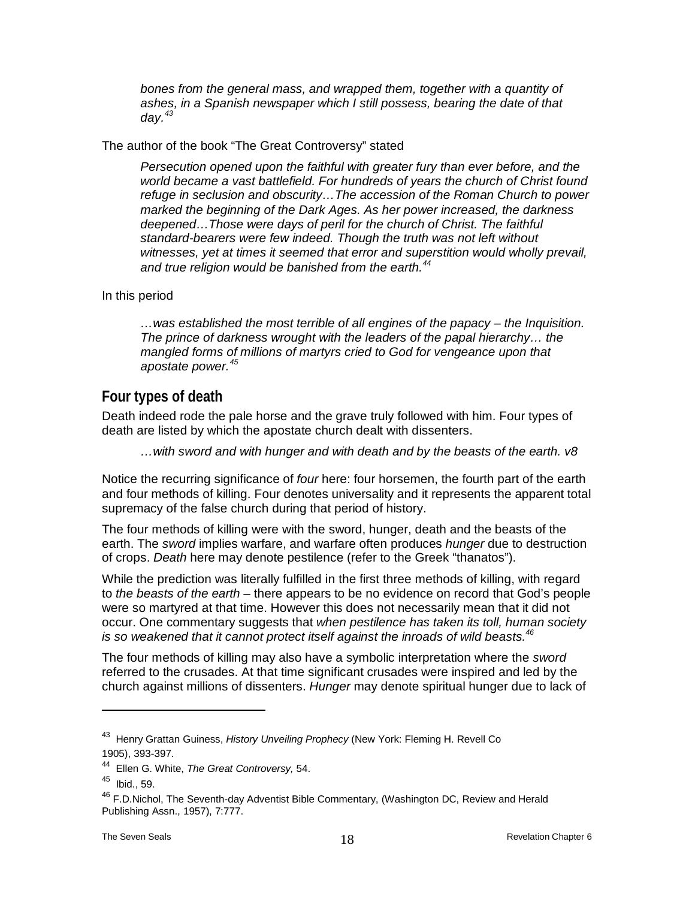> *bones from the general mass, and wrapped them, together with a quantity of ashes, in a Spanish newspaper which I still possess, bearing the date of that day.*[43]

The author of the book “The Great Controversy” stated

> *Persecution opened upon the faithful with greater fury than ever before, and the world became a vast battlefield. For hundreds of years the church of Christ found refuge in seclusion and obscurity…The accession of the Roman Church to power marked the beginning of the Dark Ages. As her power increased, the darkness deepened…Those were days of peril for the church of Christ. The faithful standard-bearers were few indeed. Though the truth was not left without witnesses, yet at times it seemed that error and superstition would wholly prevail, and true religion would be banished from the earth.*[44]

In this period

> *…was established the most terrible of all engines of the papacy – the Inquisition. The prince of darkness wrought with the leaders of the papal hierarchy… the mangled forms of millions of martyrs cried to God for vengeance upon that apostate power.*[45]

## Four types of death

Death indeed rode the pale horse and the grave truly followed with him. Four types of death are listed by which the apostate church dealt with dissenters.

> *…with sword and with hunger and with death and by the beasts of the earth. v8*

Notice the recurring significance of *four* here: four horsemen, the fourth part of the earth and four methods of killing. Four denotes universality and it represents the apparent total supremacy of the false church during that period of history.

The four methods of killing were with the sword, hunger, death and the beasts of the earth. The *sword* implies warfare, and warfare often produces *hunger* due to destruction of crops. *Death* here may denote pestilence (refer to the Greek “thanatos”).

While the prediction was literally fulfilled in the first three methods of killing, with regard to *the beasts of the earth* – there appears to be no evidence on record that God’s people were so martyred at that time. However this does not necessarily mean that it did not occur. One commentary suggests that *when pestilence has taken its toll, human society is so weakened that it cannot protect itself against the inroads of wild beasts.*[46]

The four methods of killing may also have a symbolic interpretation where the *sword* referred to the crusades. At that time significant crusades were inspired and led by the church against millions of dissenters. *Hunger* may denote spiritual hunger due to lack of

---

[43] Henry Grattan Guiness, *History Unveiling Prophecy* (New York: Fleming H. Revell Co 1905), 393-397.

[44] Ellen G. White, *The Great Controversy,* 54.

[45] Ibid., 59.

[46] F.D.Nichol, The Seventh-day Adventist Bible Commentary, (Washington DC, Review and Herald Publishing Assn., 1957), 7:777.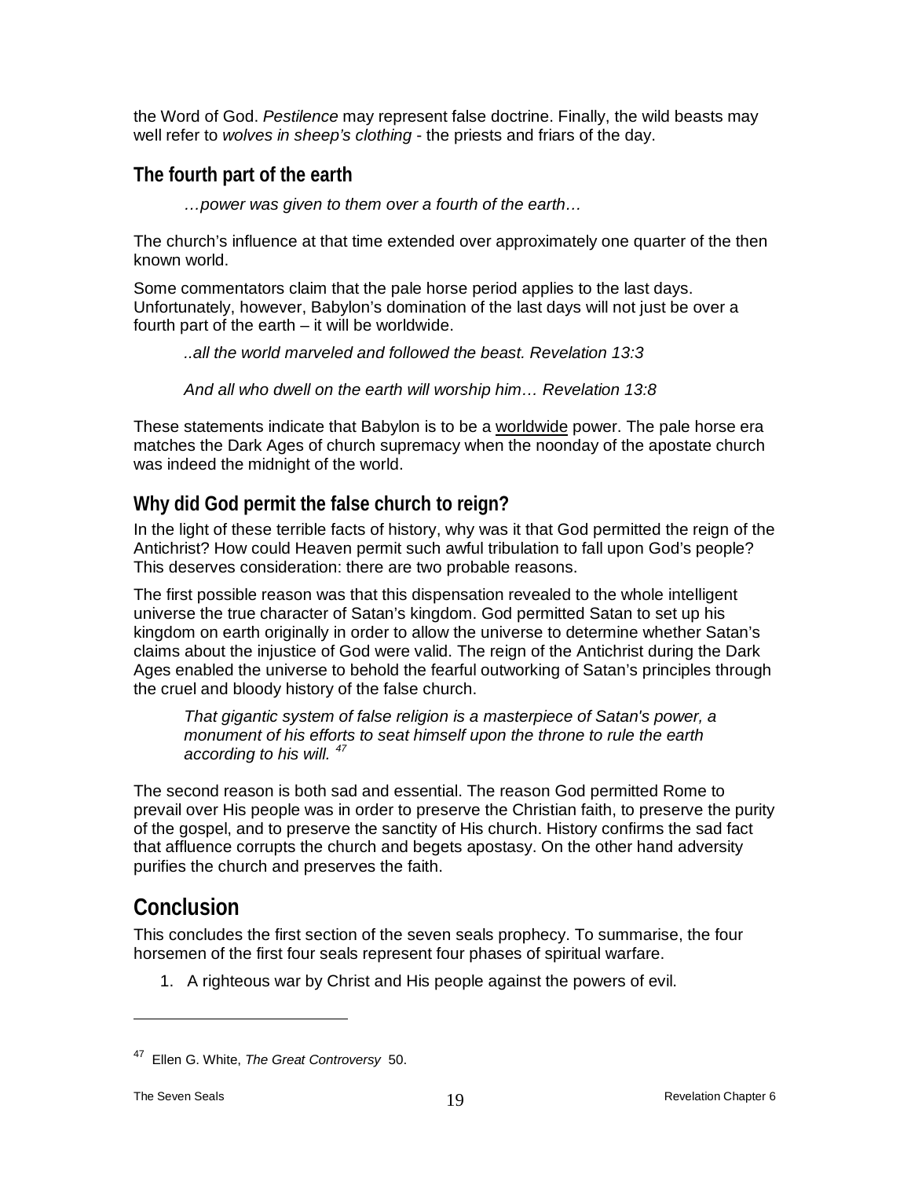the Word of God. *Pestilence* may represent false doctrine. Finally, the wild beasts may well refer to *wolves in sheep's clothing* - the priests and friars of the day.

### The fourth part of the earth

> *…power was given to them over a fourth of the earth…*

The church's influence at that time extended over approximately one quarter of the then known world.

Some commentators claim that the pale horse period applies to the last days. Unfortunately, however, Babylon's domination of the last days will not just be over a fourth part of the earth – it will be worldwide.

> *..all the world marveled and followed the beast. Revelation 13:3*

> *And all who dwell on the earth will worship him… Revelation 13:8*

These statements indicate that Babylon is to be a <u>worldwide</u> power. The pale horse era matches the Dark Ages of church supremacy when the noonday of the apostate church was indeed the midnight of the world.

### Why did God permit the false church to reign?

In the light of these terrible facts of history, why was it that God permitted the reign of the Antichrist? How could Heaven permit such awful tribulation to fall upon God's people? This deserves consideration: there are two probable reasons.

The first possible reason was that this dispensation revealed to the whole intelligent universe the true character of Satan's kingdom. God permitted Satan to set up his kingdom on earth originally in order to allow the universe to determine whether Satan's claims about the injustice of God were valid. The reign of the Antichrist during the Dark Ages enabled the universe to behold the fearful outworking of Satan's principles through the cruel and bloody history of the false church.

> *That gigantic system of false religion is a masterpiece of Satan's power, a monument of his efforts to seat himself upon the throne to rule the earth according to his will.* [47]

The second reason is both sad and essential. The reason God permitted Rome to prevail over His people was in order to preserve the Christian faith, to preserve the purity of the gospel, and to preserve the sanctity of His church. History confirms the sad fact that affluence corrupts the church and begets apostasy. On the other hand adversity purifies the church and preserves the faith.

## Conclusion

This concludes the first section of the seven seals prophecy. To summarise, the four horsemen of the first four seals represent four phases of spiritual warfare.

1. A righteous war by Christ and His people against the powers of evil.

---

[47] Ellen G. White, *The Great Controversy* 50.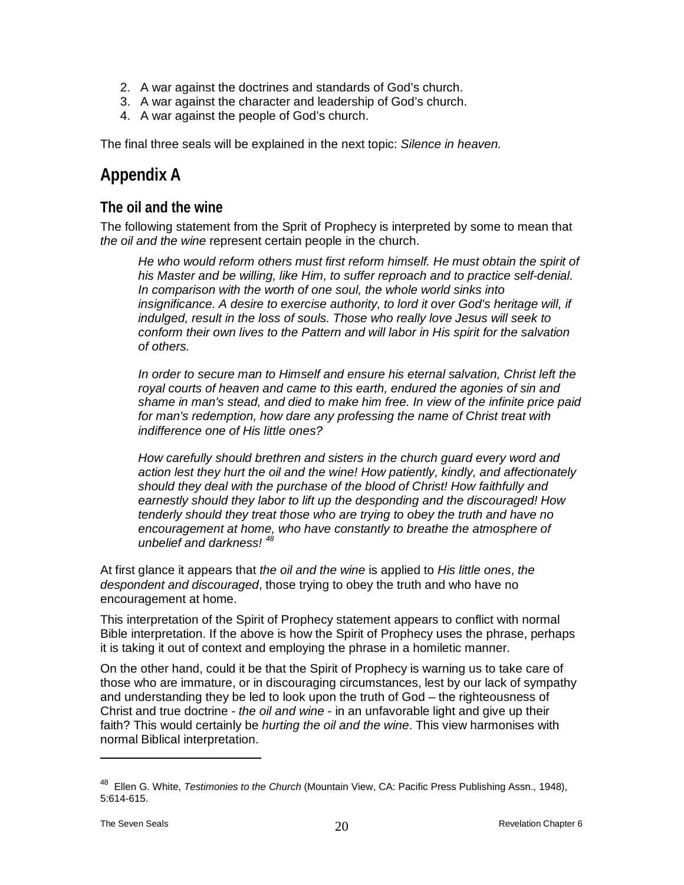2. A war against the doctrines and standards of God's church.
3. A war against the character and leadership of God's church.
4. A war against the people of God's church.

The final three seals will be explained in the next topic: *Silence in heaven.*

## Appendix A

### The oil and the wine

The following statement from the Sprit of Prophecy is interpreted by some to mean that *the oil and the wine* represent certain people in the church.

> *He who would reform others must first reform himself. He must obtain the spirit of his Master and be willing, like Him, to suffer reproach and to practice self-denial. In comparison with the worth of one soul, the whole world sinks into insignificance. A desire to exercise authority, to lord it over God's heritage will, if indulged, result in the loss of souls. Those who really love Jesus will seek to conform their own lives to the Pattern and will labor in His spirit for the salvation of others.*
>
> *In order to secure man to Himself and ensure his eternal salvation, Christ left the royal courts of heaven and came to this earth, endured the agonies of sin and shame in man's stead, and died to make him free. In view of the infinite price paid for man's redemption, how dare any professing the name of Christ treat with indifference one of His little ones?*
>
> *How carefully should brethren and sisters in the church guard every word and action lest they hurt the oil and the wine! How patiently, kindly, and affectionately should they deal with the purchase of the blood of Christ! How faithfully and earnestly should they labor to lift up the desponding and the discouraged! How tenderly should they treat those who are trying to obey the truth and have no encouragement at home, who have constantly to breathe the atmosphere of unbelief and darkness!* [48]

At first glance it appears that *the oil and the wine* is applied to *His little ones*, *the despondent and discouraged*, those trying to obey the truth and who have no encouragement at home.

This interpretation of the Spirit of Prophecy statement appears to conflict with normal Bible interpretation. If the above is how the Spirit of Prophecy uses the phrase, perhaps it is taking it out of context and employing the phrase in a homiletic manner.

On the other hand, could it be that the Spirit of Prophecy is warning us to take care of those who are immature, or in discouraging circumstances, lest by our lack of sympathy and understanding they be led to look upon the truth of God – the righteousness of Christ and true doctrine - *the oil and wine* - in an unfavorable light and give up their faith? This would certainly be *hurting the oil and the wine*. This view harmonises with normal Biblical interpretation.

---

[48] Ellen G. White, *Testimonies to the Church* (Mountain View, CA: Pacific Press Publishing Assn., 1948), 5:614-615.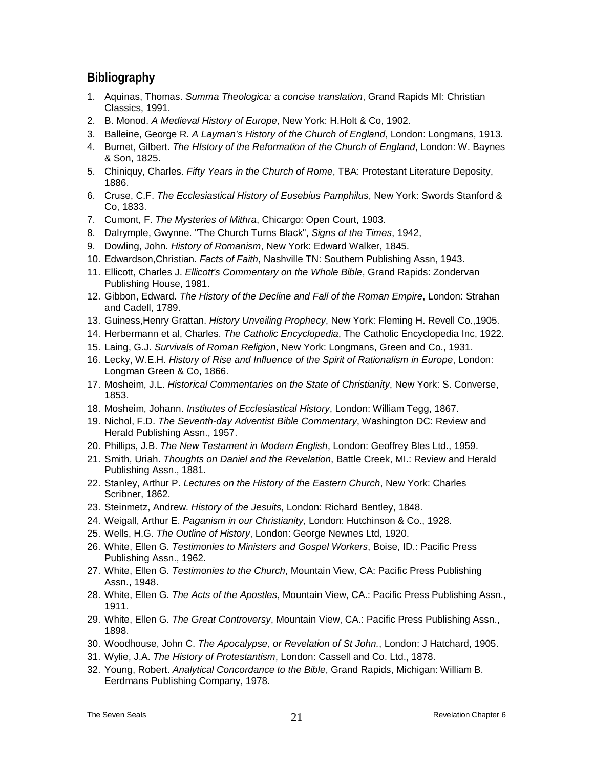## Bibliography

1. Aquinas, Thomas. *Summa Theologica: a concise translation*, Grand Rapids MI: Christian Classics, 1991.
2. B. Monod. *A Medieval History of Europe*, New York: H.Holt & Co, 1902.
3. Balleine, George R. *A Layman's History of the Church of England*, London: Longmans, 1913.
4. Burnet, Gilbert. *The HIstory of the Reformation of the Church of England*, London: W. Baynes & Son, 1825.
5. Chiniquy, Charles. *Fifty Years in the Church of Rome*, TBA: Protestant Literature Deposity, 1886.
6. Cruse, C.F. *The Ecclesiastical History of Eusebius Pamphilus*, New York: Swords Stanford & Co, 1833.
7. Cumont, F. *The Mysteries of Mithra*, Chicargo: Open Court, 1903.
8. Dalrymple, Gwynne. "The Church Turns Black", *Signs of the Times*, 1942,
9. Dowling, John. *History of Romanism*, New York: Edward Walker, 1845.
10. Edwardson,Christian. *Facts of Faith*, Nashville TN: Southern Publishing Assn, 1943.
11. Ellicott, Charles J. *Ellicott's Commentary on the Whole Bible*, Grand Rapids: Zondervan Publishing House, 1981.
12. Gibbon, Edward. *The History of the Decline and Fall of the Roman Empire*, London: Strahan and Cadell, 1789.
13. Guiness,Henry Grattan. *History Unveiling Prophecy*, New York: Fleming H. Revell Co.,1905.
14. Herbermann et al, Charles. *The Catholic Encyclopedia*, The Catholic Encyclopedia Inc, 1922.
15. Laing, G.J. *Survivals of Roman Religion*, New York: Longmans, Green and Co., 1931.
16. Lecky, W.E.H. *History of Rise and Influence of the Spirit of Rationalism in Europe*, London: Longman Green & Co, 1866.
17. Mosheim, J.L. *Historical Commentaries on the State of Christianity*, New York: S. Converse, 1853.
18. Mosheim, Johann. *Institutes of Ecclesiastical History*, London: William Tegg, 1867.
19. Nichol, F.D. *The Seventh-day Adventist Bible Commentary*, Washington DC: Review and Herald Publishing Assn., 1957.
20. Phillips, J.B. *The New Testament in Modern English*, London: Geoffrey Bles Ltd., 1959.
21. Smith, Uriah. *Thoughts on Daniel and the Revelation*, Battle Creek, MI.: Review and Herald Publishing Assn., 1881.
22. Stanley, Arthur P. *Lectures on the History of the Eastern Church*, New York: Charles Scribner, 1862.
23. Steinmetz, Andrew. *History of the Jesuits*, London: Richard Bentley, 1848.
24. Weigall, Arthur E. *Paganism in our Christianity*, London: Hutchinson & Co., 1928.
25. Wells, H.G. *The Outline of History*, London: George Newnes Ltd, 1920.
26. White, Ellen G. *Testimonies to Ministers and Gospel Workers*, Boise, ID.: Pacific Press Publishing Assn., 1962.
27. White, Ellen G. *Testimonies to the Church*, Mountain View, CA: Pacific Press Publishing Assn., 1948.
28. White, Ellen G. *The Acts of the Apostles*, Mountain View, CA.: Pacific Press Publishing Assn., 1911.
29. White, Ellen G. *The Great Controversy*, Mountain View, CA.: Pacific Press Publishing Assn., 1898.
30. Woodhouse, John C. *The Apocalypse, or Revelation of St John.*, London: J Hatchard, 1905.
31. Wylie, J.A. *The History of Protestantism*, London: Cassell and Co. Ltd., 1878.
32. Young, Robert. *Analytical Concordance to the Bible*, Grand Rapids, Michigan: William B. Eerdmans Publishing Company, 1978.